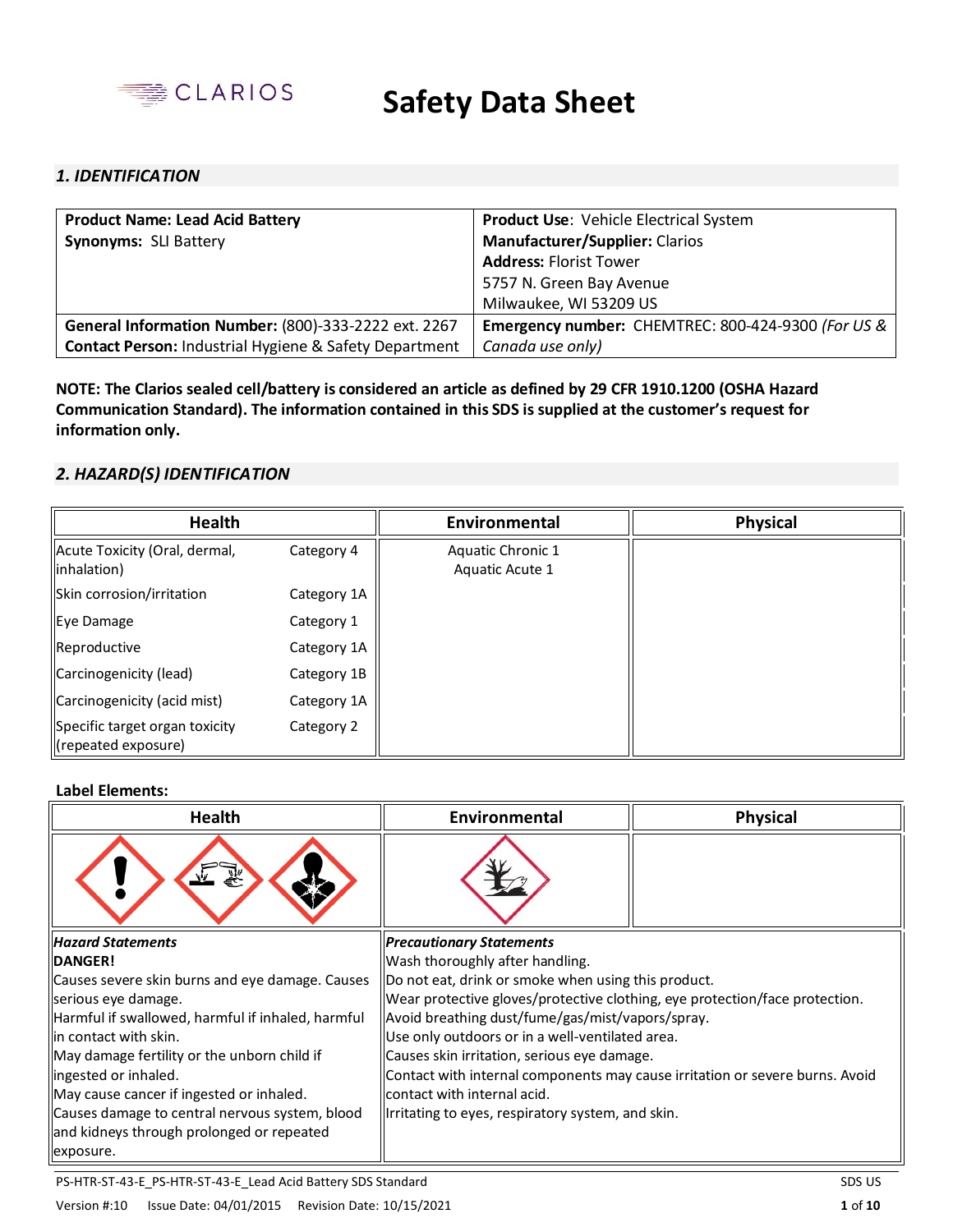CLARIOS

# Safety Data Sheet

## 1. IDENTIFICATION

| **Product Name: Lead Acid Battery**<br>**Synonyms:** SLI Battery | **Product Use**: Vehicle Electrical System<br>**Manufacturer/Supplier:** Clarios<br>**Address:** Florist Tower<br>5757 N. Green Bay Avenue<br>Milwaukee, WI 53209 US |
|---|---|
| **General Information Number:** (800)-333-2222 ext. 2267<br>**Contact Person:** Industrial Hygiene & Safety Department | **Emergency number:** CHEMTREC: 800-424-9300 *(For US & Canada use only)* |

**NOTE: The Clarios sealed cell/battery is considered an article as defined by 29 CFR 1910.1200 (OSHA Hazard Communication Standard). The information contained in this SDS is supplied at the customer's request for information only.**

## 2. HAZARD(S) IDENTIFICATION

| Health | | Environmental | Physical |
|---|---|---|---|
| Acute Toxicity (Oral, dermal, inhalation) | Category 4 | Aquatic Chronic 1<br>Aquatic Acute 1 | |
| Skin corrosion/irritation | Category 1A | | |
| Eye Damage | Category 1 | | |
| Reproductive | Category 1A | | |
| Carcinogenicity (lead) | Category 1B | | |
| Carcinogenicity (acid mist) | Category 1A | | |
| Specific target organ toxicity (repeated exposure) | Category 2 | | |

**Label Elements:**

| Health | Environmental | Physical |
|---|---|---|
| | | |

| *Hazard Statements* | *Precautionary Statements* |
|---|---|
| **DANGER!**<br>Causes severe skin burns and eye damage. Causes serious eye damage.<br>Harmful if swallowed, harmful if inhaled, harmful in contact with skin.<br>May damage fertility or the unborn child if ingested or inhaled.<br>May cause cancer if ingested or inhaled.<br>Causes damage to central nervous system, blood and kidneys through prolonged or repeated exposure. | Wash thoroughly after handling.<br>Do not eat, drink or smoke when using this product.<br>Wear protective gloves/protective clothing, eye protection/face protection.<br>Avoid breathing dust/fume/gas/mist/vapors/spray.<br>Use only outdoors or in a well-ventilated area.<br>Causes skin irritation, serious eye damage.<br>Contact with internal components may cause irritation or severe burns. Avoid contact with internal acid.<br>Irritating to eyes, respiratory system, and skin. |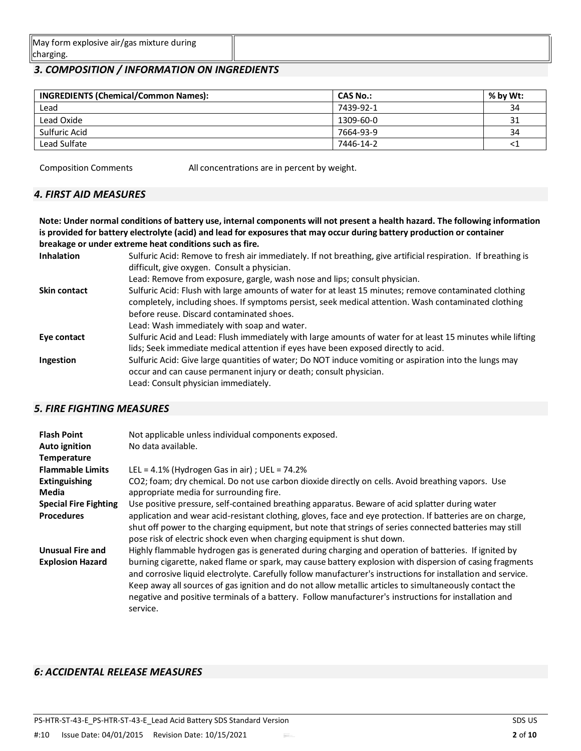| May form explosive air/gas mixture during charging. | |
|---|---|

## 3. COMPOSITION / INFORMATION ON INGREDIENTS

| INGREDIENTS (Chemical/Common Names): | CAS No.: | % by Wt: |
|---|---|---|
| Lead | 7439-92-1 | 34 |
| Lead Oxide | 1309-60-0 | 31 |
| Sulfuric Acid | 7664-93-9 | 34 |
| Lead Sulfate | 7446-14-2 | <1 |

Composition Comments — All concentrations are in percent by weight.

## 4. FIRST AID MEASURES

**Note: Under normal conditions of battery use, internal components will not present a health hazard. The following information is provided for battery electrolyte (acid) and lead for exposures that may occur during battery production or container breakage or under extreme heat conditions such as fire.**

**Inhalation** — Sulfuric Acid: Remove to fresh air immediately. If not breathing, give artificial respiration. If breathing is difficult, give oxygen. Consult a physician.
Lead: Remove from exposure, gargle, wash nose and lips; consult physician.

**Skin contact** — Sulfuric Acid: Flush with large amounts of water for at least 15 minutes; remove contaminated clothing completely, including shoes. If symptoms persist, seek medical attention. Wash contaminated clothing before reuse. Discard contaminated shoes.
Lead: Wash immediately with soap and water.

**Eye contact** — Sulfuric Acid and Lead: Flush immediately with large amounts of water for at least 15 minutes while lifting lids; Seek immediate medical attention if eyes have been exposed directly to acid.

**Ingestion** — Sulfuric Acid: Give large quantities of water; Do NOT induce vomiting or aspiration into the lungs may occur and can cause permanent injury or death; consult physician.
Lead: Consult physician immediately.

## 5. FIRE FIGHTING MEASURES

**Flash Point** — Not applicable unless individual components exposed.

**Auto ignition Temperature** — No data available.

**Flammable Limits** — LEL = 4.1% (Hydrogen Gas in air) ; UEL = 74.2%

**Extinguishing Media** — CO2; foam; dry chemical. Do not use carbon dioxide directly on cells. Avoid breathing vapors. Use appropriate media for surrounding fire.

**Special Fire Fighting Procedures** — Use positive pressure, self-contained breathing apparatus. Beware of acid splatter during water application and wear acid-resistant clothing, gloves, face and eye protection. If batteries are on charge, shut off power to the charging equipment, but note that strings of series connected batteries may still pose risk of electric shock even when charging equipment is shut down.

**Unusual Fire and Explosion Hazard** — Highly flammable hydrogen gas is generated during charging and operation of batteries. If ignited by burning cigarette, naked flame or spark, may cause battery explosion with dispersion of casing fragments and corrosive liquid electrolyte. Carefully follow manufacturer's instructions for installation and service. Keep away all sources of gas ignition and do not allow metallic articles to simultaneously contact the negative and positive terminals of a battery. Follow manufacturer's instructions for installation and service.

## 6: ACCIDENTAL RELEASE MEASURES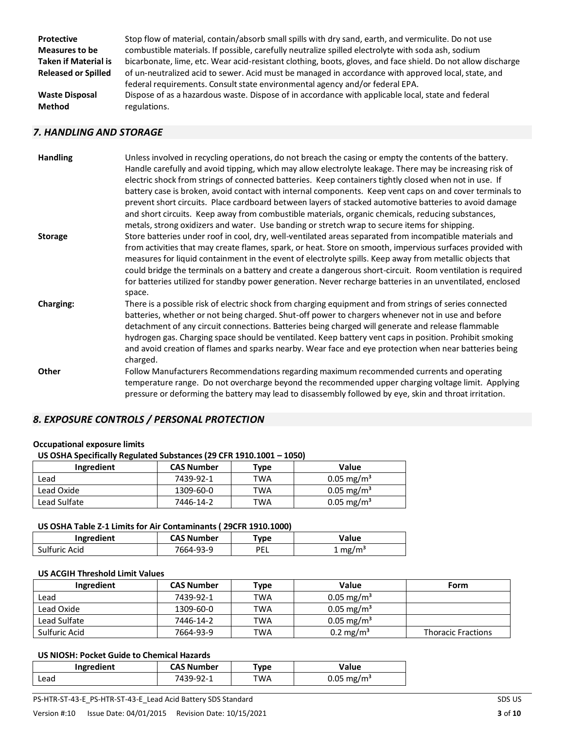**Protective Measures to be Taken if Material is Released or Spilled**

Stop flow of material, contain/absorb small spills with dry sand, earth, and vermiculite. Do not use combustible materials. If possible, carefully neutralize spilled electrolyte with soda ash, sodium bicarbonate, lime, etc. Wear acid-resistant clothing, boots, gloves, and face shield. Do not allow discharge of un-neutralized acid to sewer. Acid must be managed in accordance with approved local, state, and federal requirements. Consult state environmental agency and/or federal EPA.

**Waste Disposal Method**

Dispose of as a hazardous waste. Dispose of in accordance with applicable local, state and federal regulations.

## 7. HANDLING AND STORAGE

**Handling**

Unless involved in recycling operations, do not breach the casing or empty the contents of the battery. Handle carefully and avoid tipping, which may allow electrolyte leakage. There may be increasing risk of electric shock from strings of connected batteries. Keep containers tightly closed when not in use. If battery case is broken, avoid contact with internal components. Keep vent caps on and cover terminals to prevent short circuits. Place cardboard between layers of stacked automotive batteries to avoid damage and short circuits. Keep away from combustible materials, organic chemicals, reducing substances, metals, strong oxidizers and water. Use banding or stretch wrap to secure items for shipping.

**Storage**

Store batteries under roof in cool, dry, well-ventilated areas separated from incompatible materials and from activities that may create flames, spark, or heat. Store on smooth, impervious surfaces provided with measures for liquid containment in the event of electrolyte spills. Keep away from metallic objects that could bridge the terminals on a battery and create a dangerous short-circuit. Room ventilation is required for batteries utilized for standby power generation. Never recharge batteries in an unventilated, enclosed space.

**Charging:**

There is a possible risk of electric shock from charging equipment and from strings of series connected batteries, whether or not being charged. Shut-off power to chargers whenever not in use and before detachment of any circuit connections. Batteries being charged will generate and release flammable hydrogen gas. Charging space should be ventilated. Keep battery vent caps in position. Prohibit smoking and avoid creation of flames and sparks nearby. Wear face and eye protection when near batteries being charged.

**Other**

Follow Manufacturers Recommendations regarding maximum recommended currents and operating temperature range. Do not overcharge beyond the recommended upper charging voltage limit. Applying pressure or deforming the battery may lead to disassembly followed by eye, skin and throat irritation.

## 8. EXPOSURE CONTROLS / PERSONAL PROTECTION

**Occupational exposure limits**

**US OSHA Specifically Regulated Substances (29 CFR 1910.1001 – 1050)**

| Ingredient | CAS Number | Type | Value |
|---|---|---|---|
| Lead | 7439-92-1 | TWA | 0.05 mg/m³ |
| Lead Oxide | 1309-60-0 | TWA | 0.05 mg/m³ |
| Lead Sulfate | 7446-14-2 | TWA | 0.05 mg/m³ |

**US OSHA Table Z-1 Limits for Air Contaminants ( 29CFR 1910.1000)**

| Ingredient | CAS Number | Type | Value |
|---|---|---|---|
| Sulfuric Acid | 7664-93-9 | PEL | 1 mg/m³ |

**US ACGIH Threshold Limit Values**

| Ingredient | CAS Number | Type | Value | Form |
|---|---|---|---|---|
| Lead | 7439-92-1 | TWA | 0.05 mg/m³ | |
| Lead Oxide | 1309-60-0 | TWA | 0.05 mg/m³ | |
| Lead Sulfate | 7446-14-2 | TWA | 0.05 mg/m³ | |
| Sulfuric Acid | 7664-93-9 | TWA | 0.2 mg/m³ | Thoracic Fractions |

**US NIOSH: Pocket Guide to Chemical Hazards**

| Ingredient | CAS Number | Type | Value |
|---|---|---|---|
| Lead | 7439-92-1 | TWA | 0.05 mg/m³ |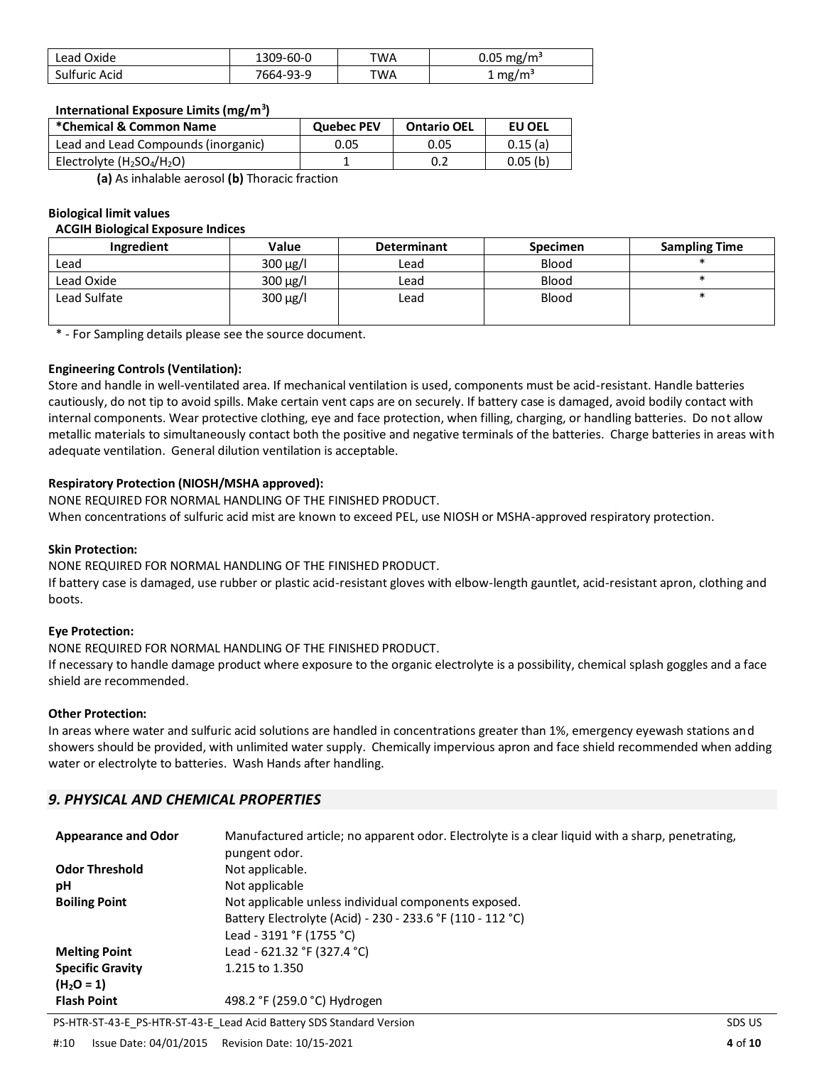| Lead Oxide | 1309-60-0 | TWA | 0.05 mg/m³ |
|---|---|---|---|
| Sulfuric Acid | 7664-93-9 | TWA | 1 mg/m³ |

**International Exposure Limits (mg/m³)**

| *Chemical & Common Name | Quebec PEV | Ontario OEL | EU OEL |
|---|---|---|---|
| Lead and Lead Compounds (inorganic) | 0.05 | 0.05 | 0.15 (a) |
| Electrolyte ($H_2SO_4$/$H_2O$) | 1 | 0.2 | 0.05 (b) |

**(a)** As inhalable aerosol **(b)** Thoracic fraction

**Biological limit values**

**ACGIH Biological Exposure Indices**

| Ingredient | Value | Determinant | Specimen | Sampling Time |
|---|---|---|---|---|
| Lead | 300 µg/l | Lead | Blood | * |
| Lead Oxide | 300 µg/l | Lead | Blood | * |
| Lead Sulfate | 300 µg/l | Lead | Blood | * |

\* - For Sampling details please see the source document.

**Engineering Controls (Ventilation):**

Store and handle in well-ventilated area. If mechanical ventilation is used, components must be acid-resistant. Handle batteries cautiously, do not tip to avoid spills. Make certain vent caps are on securely. If battery case is damaged, avoid bodily contact with internal components. Wear protective clothing, eye and face protection, when filling, charging, or handling batteries. Do not allow metallic materials to simultaneously contact both the positive and negative terminals of the batteries. Charge batteries in areas with adequate ventilation. General dilution ventilation is acceptable.

**Respiratory Protection (NIOSH/MSHA approved):**

NONE REQUIRED FOR NORMAL HANDLING OF THE FINISHED PRODUCT.

When concentrations of sulfuric acid mist are known to exceed PEL, use NIOSH or MSHA-approved respiratory protection.

**Skin Protection:**

NONE REQUIRED FOR NORMAL HANDLING OF THE FINISHED PRODUCT.

If battery case is damaged, use rubber or plastic acid-resistant gloves with elbow-length gauntlet, acid-resistant apron, clothing and boots.

**Eye Protection:**

NONE REQUIRED FOR NORMAL HANDLING OF THE FINISHED PRODUCT.

If necessary to handle damage product where exposure to the organic electrolyte is a possibility, chemical splash goggles and a face shield are recommended.

**Other Protection:**

In areas where water and sulfuric acid solutions are handled in concentrations greater than 1%, emergency eyewash stations and showers should be provided, with unlimited water supply. Chemically impervious apron and face shield recommended when adding water or electrolyte to batteries. Wash Hands after handling.

## *9. PHYSICAL AND CHEMICAL PROPERTIES*

| | |
|---|---|
| **Appearance and Odor** | Manufactured article; no apparent odor. Electrolyte is a clear liquid with a sharp, penetrating, pungent odor. |
| **Odor Threshold** | Not applicable. |
| **pH** | Not applicable |
| **Boiling Point** | Not applicable unless individual components exposed.<br>Battery Electrolyte (Acid) - 230 - 233.6 °F (110 - 112 °C)<br>Lead - 3191 °F (1755 °C) |
| **Melting Point** | Lead - 621.32 °F (327.4 °C) |
| **Specific Gravity ($H_2O$ = 1)** | 1.215 to 1.350 |
| **Flash Point** | 498.2 °F (259.0 °C) Hydrogen |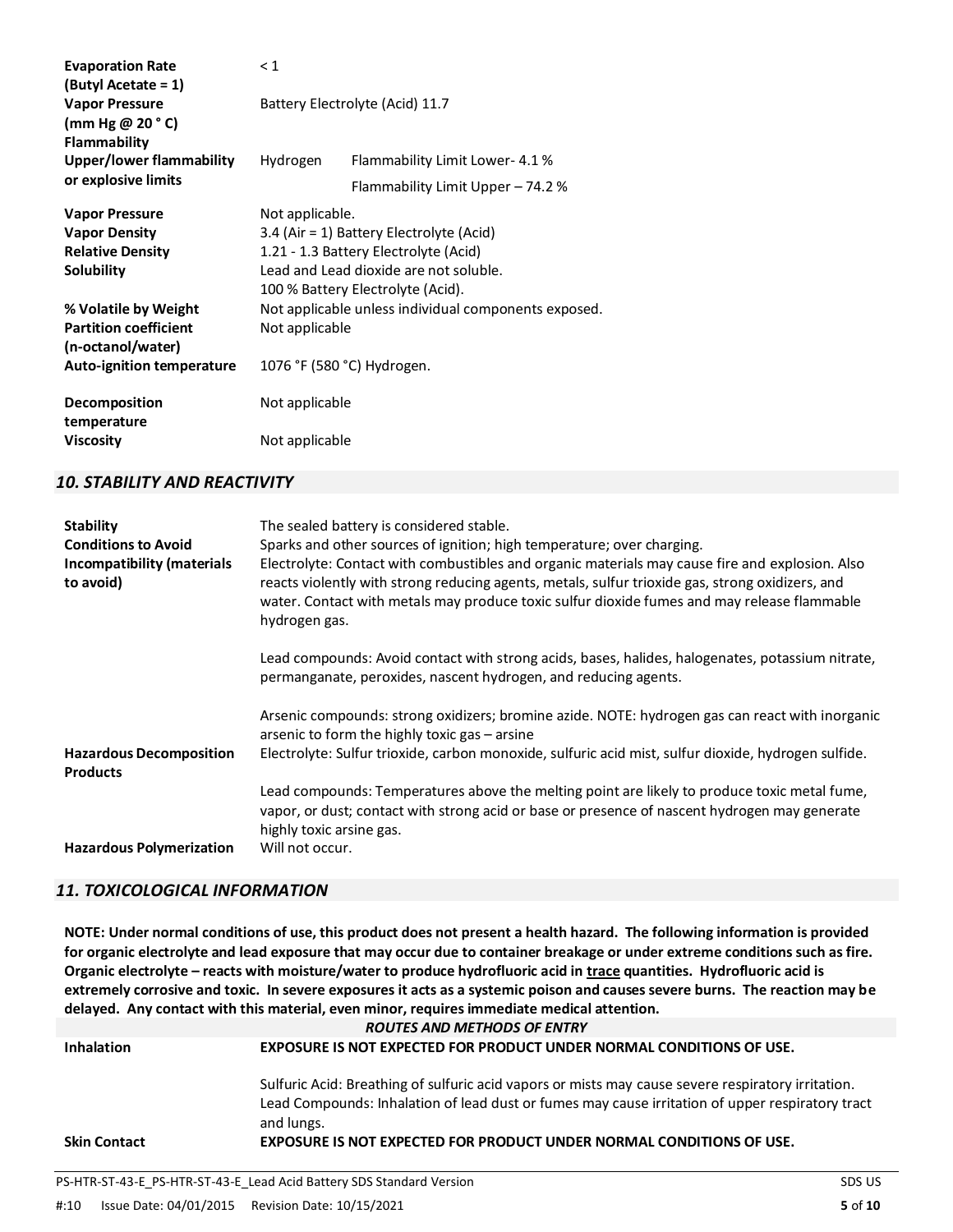| | |
|---|---|
| **Evaporation Rate (Butyl Acetate = 1)** | < 1 |
| **Vapor Pressure (mm Hg @ 20 ° C)** | Battery Electrolyte (Acid) 11.7 |
| **Flammability** | |
| **Upper/lower flammability or explosive limits** | Hydrogen Flammability Limit Lower- 4.1 %<br>Flammability Limit Upper – 74.2 % |
| **Vapor Pressure** | Not applicable. |
| **Vapor Density** | 3.4 (Air = 1) Battery Electrolyte (Acid) |
| **Relative Density** | 1.21 - 1.3 Battery Electrolyte (Acid) |
| **Solubility** | Lead and Lead dioxide are not soluble.<br>100 % Battery Electrolyte (Acid). |
| **% Volatile by Weight** | Not applicable unless individual components exposed. |
| **Partition coefficient (n-octanol/water)** | Not applicable |
| **Auto-ignition temperature** | 1076 °F (580 °C) Hydrogen. |
| **Decomposition temperature** | Not applicable |
| **Viscosity** | Not applicable |

## *10. STABILITY AND REACTIVITY*

| | |
|---|---|
| **Stability** | The sealed battery is considered stable. |
| **Conditions to Avoid** | Sparks and other sources of ignition; high temperature; over charging. |
| **Incompatibility (materials to avoid)** | Electrolyte: Contact with combustibles and organic materials may cause fire and explosion. Also reacts violently with strong reducing agents, metals, sulfur trioxide gas, strong oxidizers, and water. Contact with metals may produce toxic sulfur dioxide fumes and may release flammable hydrogen gas.<br><br>Lead compounds: Avoid contact with strong acids, bases, halides, halogenates, potassium nitrate, permanganate, peroxides, nascent hydrogen, and reducing agents.<br><br>Arsenic compounds: strong oxidizers; bromine azide. NOTE: hydrogen gas can react with inorganic arsenic to form the highly toxic gas – arsine |
| **Hazardous Decomposition Products** | Electrolyte: Sulfur trioxide, carbon monoxide, sulfuric acid mist, sulfur dioxide, hydrogen sulfide.<br><br>Lead compounds: Temperatures above the melting point are likely to produce toxic metal fume, vapor, or dust; contact with strong acid or base or presence of nascent hydrogen may generate highly toxic arsine gas. |
| **Hazardous Polymerization** | Will not occur. |

## *11. TOXICOLOGICAL INFORMATION*

**NOTE: Under normal conditions of use, this product does not present a health hazard. The following information is provided for organic electrolyte and lead exposure that may occur due to container breakage or under extreme conditions such as fire. Organic electrolyte – reacts with moisture/water to produce hydrofluoric acid in trace quantities. Hydrofluoric acid is extremely corrosive and toxic. In severe exposures it acts as a systemic poison and causes severe burns. The reaction may be delayed. Any contact with this material, even minor, requires immediate medical attention.**

*ROUTES AND METHODS OF ENTRY*

| | |
|---|---|
| **Inhalation** | **EXPOSURE IS NOT EXPECTED FOR PRODUCT UNDER NORMAL CONDITIONS OF USE.**<br><br>Sulfuric Acid: Breathing of sulfuric acid vapors or mists may cause severe respiratory irritation.<br>Lead Compounds: Inhalation of lead dust or fumes may cause irritation of upper respiratory tract and lungs. |
| **Skin Contact** | **EXPOSURE IS NOT EXPECTED FOR PRODUCT UNDER NORMAL CONDITIONS OF USE.** |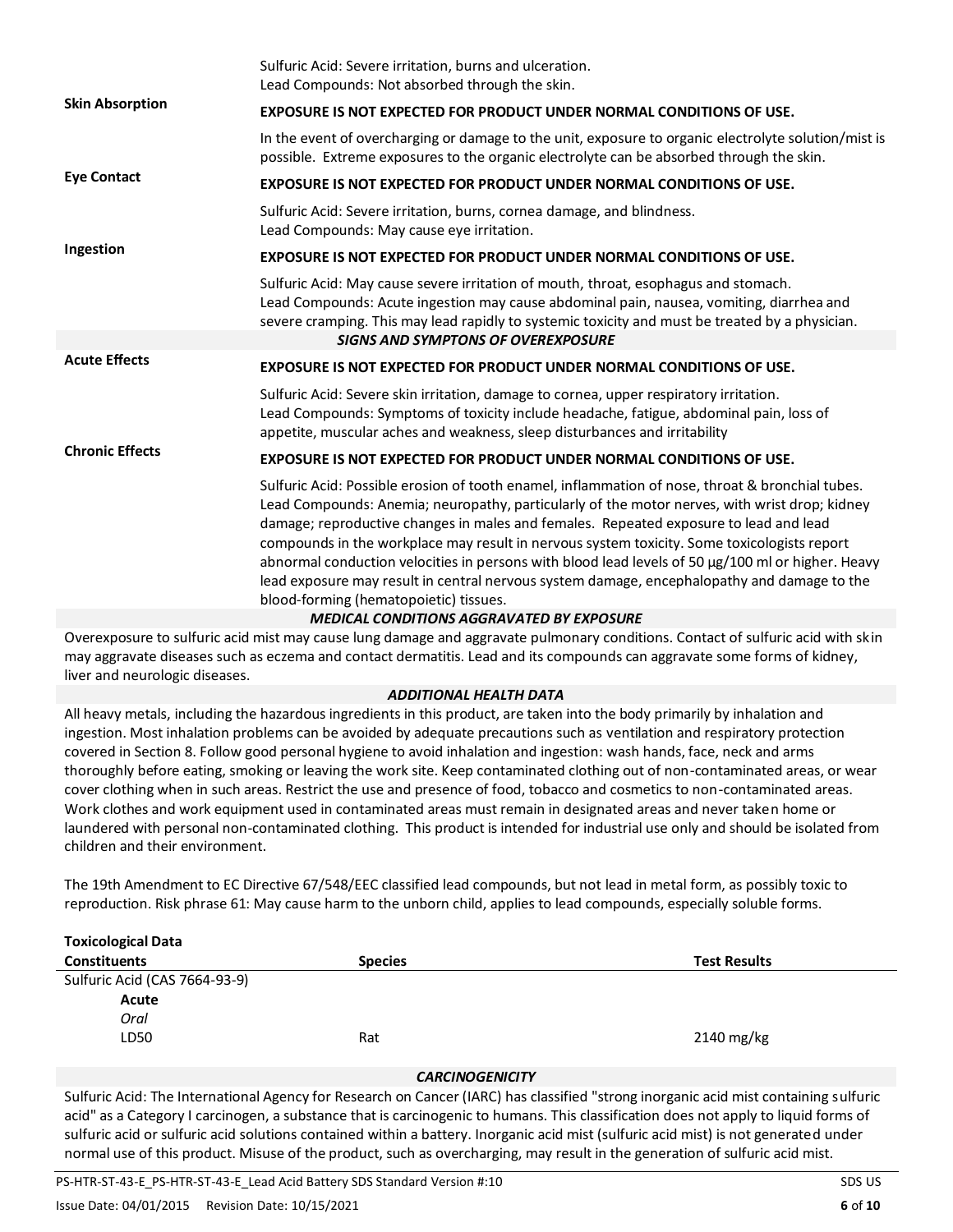| | |
|---|---|
| | Sulfuric Acid: Severe irritation, burns and ulceration.<br>Lead Compounds: Not absorbed through the skin. |
| **Skin Absorption** | **EXPOSURE IS NOT EXPECTED FOR PRODUCT UNDER NORMAL CONDITIONS OF USE.**<br>In the event of overcharging or damage to the unit, exposure to organic electrolyte solution/mist is possible. Extreme exposures to the organic electrolyte can be absorbed through the skin. |
| **Eye Contact** | **EXPOSURE IS NOT EXPECTED FOR PRODUCT UNDER NORMAL CONDITIONS OF USE.**<br>Sulfuric Acid: Severe irritation, burns, cornea damage, and blindness.<br>Lead Compounds: May cause eye irritation. |
| **Ingestion** | **EXPOSURE IS NOT EXPECTED FOR PRODUCT UNDER NORMAL CONDITIONS OF USE.**<br>Sulfuric Acid: May cause severe irritation of mouth, throat, esophagus and stomach.<br>Lead Compounds: Acute ingestion may cause abdominal pain, nausea, vomiting, diarrhea and severe cramping. This may lead rapidly to systemic toxicity and must be treated by a physician. |

### *SIGNS AND SYMPTONS OF OVEREXPOSURE*

| | |
|---|---|
| **Acute Effects** | **EXPOSURE IS NOT EXPECTED FOR PRODUCT UNDER NORMAL CONDITIONS OF USE.**<br>Sulfuric Acid: Severe skin irritation, damage to cornea, upper respiratory irritation.<br>Lead Compounds: Symptoms of toxicity include headache, fatigue, abdominal pain, loss of appetite, muscular aches and weakness, sleep disturbances and irritability |
| **Chronic Effects** | **EXPOSURE IS NOT EXPECTED FOR PRODUCT UNDER NORMAL CONDITIONS OF USE.**<br>Sulfuric Acid: Possible erosion of tooth enamel, inflammation of nose, throat & bronchial tubes.<br>Lead Compounds: Anemia; neuropathy, particularly of the motor nerves, with wrist drop; kidney damage; reproductive changes in males and females. Repeated exposure to lead and lead compounds in the workplace may result in nervous system toxicity. Some toxicologists report abnormal conduction velocities in persons with blood lead levels of 50 μg/100 ml or higher. Heavy lead exposure may result in central nervous system damage, encephalopathy and damage to the blood-forming (hematopoietic) tissues. |

### *MEDICAL CONDITIONS AGGRAVATED BY EXPOSURE*

Overexposure to sulfuric acid mist may cause lung damage and aggravate pulmonary conditions. Contact of sulfuric acid with skin may aggravate diseases such as eczema and contact dermatitis. Lead and its compounds can aggravate some forms of kidney, liver and neurologic diseases.

### *ADDITIONAL HEALTH DATA*

All heavy metals, including the hazardous ingredients in this product, are taken into the body primarily by inhalation and ingestion. Most inhalation problems can be avoided by adequate precautions such as ventilation and respiratory protection covered in Section 8. Follow good personal hygiene to avoid inhalation and ingestion: wash hands, face, neck and arms thoroughly before eating, smoking or leaving the work site. Keep contaminated clothing out of non-contaminated areas, or wear cover clothing when in such areas. Restrict the use and presence of food, tobacco and cosmetics to non-contaminated areas. Work clothes and work equipment used in contaminated areas must remain in designated areas and never taken home or laundered with personal non-contaminated clothing. This product is intended for industrial use only and should be isolated from children and their environment.

The 19th Amendment to EC Directive 67/548/EEC classified lead compounds, but not lead in metal form, as possibly toxic to reproduction. Risk phrase 61: May cause harm to the unborn child, applies to lead compounds, especially soluble forms.

**Toxicological Data**

| **Constituents** | **Species** | **Test Results** |
|---|---|---|
| Sulfuric Acid (CAS 7664-93-9) | | |
| **Acute** | | |
| *Oral* | | |
| LD50 | Rat | 2140 mg/kg |

### *CARCINOGENICITY*

Sulfuric Acid: The International Agency for Research on Cancer (IARC) has classified "strong inorganic acid mist containing sulfuric acid" as a Category I carcinogen, a substance that is carcinogenic to humans. This classification does not apply to liquid forms of sulfuric acid or sulfuric acid solutions contained within a battery. Inorganic acid mist (sulfuric acid mist) is not generated under normal use of this product. Misuse of the product, such as overcharging, may result in the generation of sulfuric acid mist.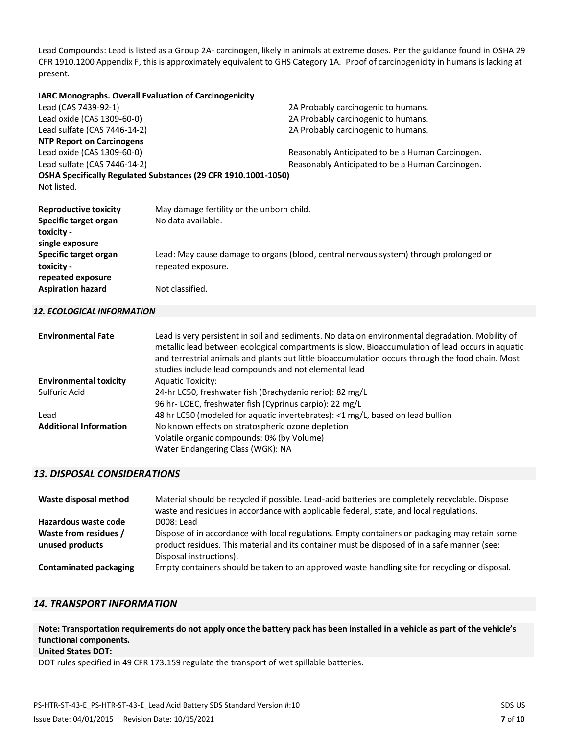Lead Compounds: Lead is listed as a Group 2A- carcinogen, likely in animals at extreme doses. Per the guidance found in OSHA 29 CFR 1910.1200 Appendix F, this is approximately equivalent to GHS Category 1A. Proof of carcinogenicity in humans is lacking at present.

**IARC Monographs. Overall Evaluation of Carcinogenicity**

| | |
|---|---|
| Lead (CAS 7439-92-1) | 2A Probably carcinogenic to humans. |
| Lead oxide (CAS 1309-60-0) | 2A Probably carcinogenic to humans. |
| Lead sulfate (CAS 7446-14-2) | 2A Probably carcinogenic to humans. |

**NTP Report on Carcinogens**

| | |
|---|---|
| Lead oxide (CAS 1309-60-0) | Reasonably Anticipated to be a Human Carcinogen. |
| Lead sulfate (CAS 7446-14-2) | Reasonably Anticipated to be a Human Carcinogen. |

**OSHA Specifically Regulated Substances (29 CFR 1910.1001-1050)**

Not listed.

| | |
|---|---|
| **Reproductive toxicity** | May damage fertility or the unborn child. |
| **Specific target organ toxicity - single exposure** | No data available. |
| **Specific target organ toxicity - repeated exposure** | Lead: May cause damage to organs (blood, central nervous system) through prolonged or repeated exposure. |
| **Aspiration hazard** | Not classified. |

## *12. ECOLOGICAL INFORMATION*

| | |
|---|---|
| **Environmental Fate** | Lead is very persistent in soil and sediments. No data on environmental degradation. Mobility of metallic lead between ecological compartments is slow. Bioaccumulation of lead occurs in aquatic and terrestrial animals and plants but little bioaccumulation occurs through the food chain. Most studies include lead compounds and not elemental lead |
| **Environmental toxicity** | Aquatic Toxicity: |
| Sulfuric Acid | 24-hr LC50, freshwater fish (Brachydanio rerio): 82 mg/L<br>96 hr- LOEC, freshwater fish (Cyprinus carpio): 22 mg/L |
| Lead | 48 hr LC50 (modeled for aquatic invertebrates): <1 mg/L, based on lead bullion |
| **Additional Information** | No known effects on stratospheric ozone depletion<br>Volatile organic compounds: 0% (by Volume)<br>Water Endangering Class (WGK): NA |

## *13. DISPOSAL CONSIDERATIONS*

| | |
|---|---|
| **Waste disposal method** | Material should be recycled if possible. Lead-acid batteries are completely recyclable. Dispose waste and residues in accordance with applicable federal, state, and local regulations. |
| **Hazardous waste code** | D008: Lead |
| **Waste from residues / unused products** | Dispose of in accordance with local regulations. Empty containers or packaging may retain some product residues. This material and its container must be disposed of in a safe manner (see: Disposal instructions). |
| **Contaminated packaging** | Empty containers should be taken to an approved waste handling site for recycling or disposal. |

## *14. TRANSPORT INFORMATION*

**Note: Transportation requirements do not apply once the battery pack has been installed in a vehicle as part of the vehicle's functional components.**

**United States DOT:**

DOT rules specified in 49 CFR 173.159 regulate the transport of wet spillable batteries.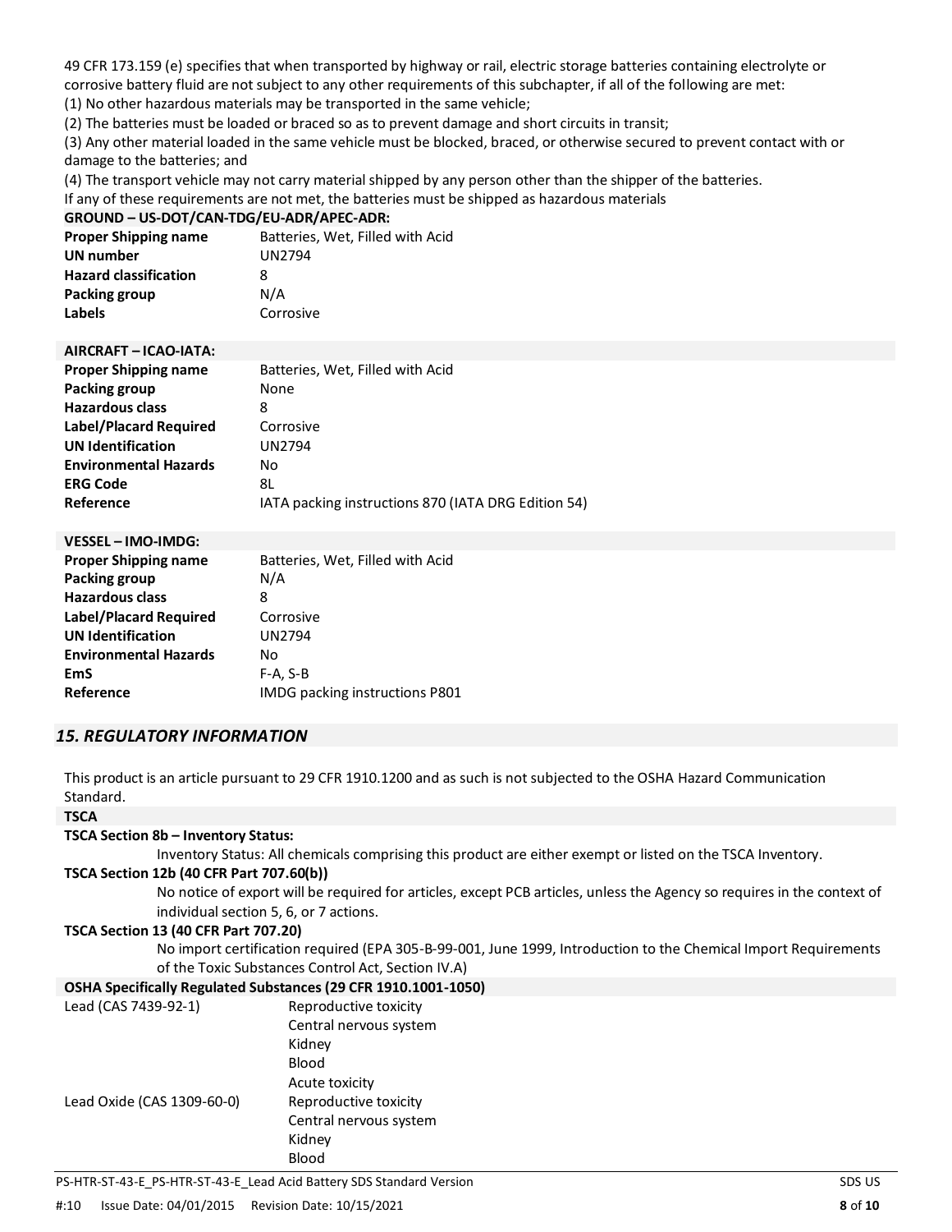49 CFR 173.159 (e) specifies that when transported by highway or rail, electric storage batteries containing electrolyte or corrosive battery fluid are not subject to any other requirements of this subchapter, if all of the following are met:

(1) No other hazardous materials may be transported in the same vehicle;

(2) The batteries must be loaded or braced so as to prevent damage and short circuits in transit;

(3) Any other material loaded in the same vehicle must be blocked, braced, or otherwise secured to prevent contact with or damage to the batteries; and

(4) The transport vehicle may not carry material shipped by any person other than the shipper of the batteries.

If any of these requirements are not met, the batteries must be shipped as hazardous materials

**GROUND – US-DOT/CAN-TDG/EU-ADR/APEC-ADR:**

| | |
|---|---|
| **Proper Shipping name** | Batteries, Wet, Filled with Acid |
| **UN number** | UN2794 |
| **Hazard classification** | 8 |
| **Packing group** | N/A |
| **Labels** | Corrosive |

**AIRCRAFT – ICAO-IATA:**

| | |
|---|---|
| **Proper Shipping name** | Batteries, Wet, Filled with Acid |
| **Packing group** | None |
| **Hazardous class** | 8 |
| **Label/Placard Required** | Corrosive |
| **UN Identification** | UN2794 |
| **Environmental Hazards** | No |
| **ERG Code** | 8L |
| **Reference** | IATA packing instructions 870 (IATA DRG Edition 54) |

**VESSEL – IMO-IMDG:**

| | |
|---|---|
| **Proper Shipping name** | Batteries, Wet, Filled with Acid |
| **Packing group** | N/A |
| **Hazardous class** | 8 |
| **Label/Placard Required** | Corrosive |
| **UN Identification** | UN2794 |
| **Environmental Hazards** | No |
| **EmS** | F-A, S-B |
| **Reference** | IMDG packing instructions P801 |

## *15. REGULATORY INFORMATION*

This product is an article pursuant to 29 CFR 1910.1200 and as such is not subjected to the OSHA Hazard Communication Standard.

**TSCA**

**TSCA Section 8b – Inventory Status:**

Inventory Status: All chemicals comprising this product are either exempt or listed on the TSCA Inventory.

**TSCA Section 12b (40 CFR Part 707.60(b))**

No notice of export will be required for articles, except PCB articles, unless the Agency so requires in the context of individual section 5, 6, or 7 actions.

**TSCA Section 13 (40 CFR Part 707.20)**

No import certification required (EPA 305-B-99-001, June 1999, Introduction to the Chemical Import Requirements of the Toxic Substances Control Act, Section IV.A)

**OSHA Specifically Regulated Substances (29 CFR 1910.1001-1050)**

| | |
|---|---|
| Lead (CAS 7439-92-1) | Reproductive toxicity<br>Central nervous system<br>Kidney<br>Blood<br>Acute toxicity |
| Lead Oxide (CAS 1309-60-0) | Reproductive toxicity<br>Central nervous system<br>Kidney<br>Blood |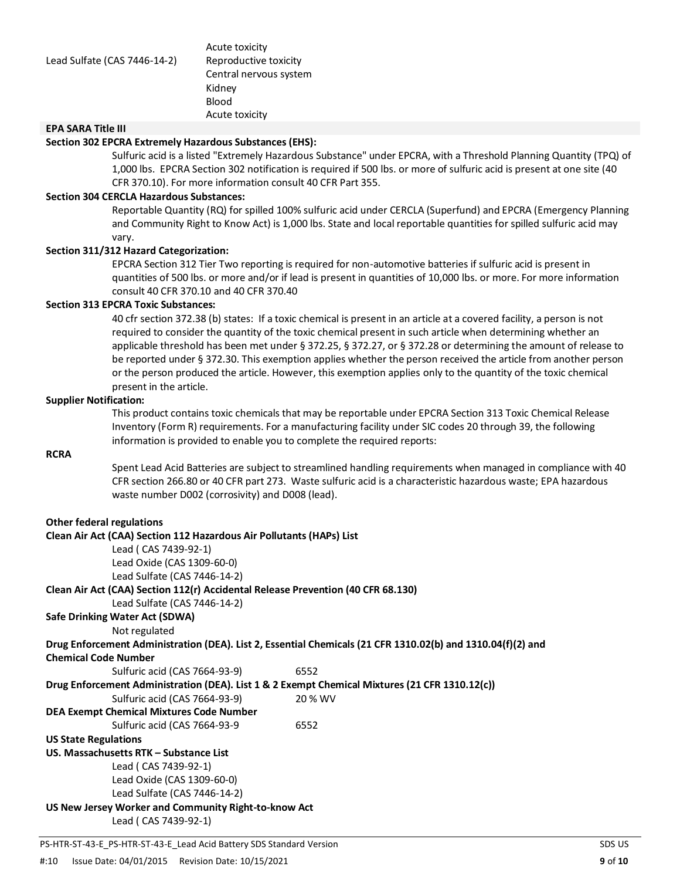| | |
|---|---|
| Lead Sulfate (CAS 7446-14-2) | Acute toxicity<br>Reproductive toxicity<br>Central nervous system<br>Kidney<br>Blood<br>Acute toxicity |

**EPA SARA Title III**

**Section 302 EPCRA Extremely Hazardous Substances (EHS):**

Sulfuric acid is a listed "Extremely Hazardous Substance" under EPCRA, with a Threshold Planning Quantity (TPQ) of 1,000 lbs. EPCRA Section 302 notification is required if 500 lbs. or more of sulfuric acid is present at one site (40 CFR 370.10). For more information consult 40 CFR Part 355.

**Section 304 CERCLA Hazardous Substances:**

Reportable Quantity (RQ) for spilled 100% sulfuric acid under CERCLA (Superfund) and EPCRA (Emergency Planning and Community Right to Know Act) is 1,000 lbs. State and local reportable quantities for spilled sulfuric acid may vary.

**Section 311/312 Hazard Categorization:**

EPCRA Section 312 Tier Two reporting is required for non-automotive batteries if sulfuric acid is present in quantities of 500 lbs. or more and/or if lead is present in quantities of 10,000 lbs. or more. For more information consult 40 CFR 370.10 and 40 CFR 370.40

**Section 313 EPCRA Toxic Substances:**

40 cfr section 372.38 (b) states: If a toxic chemical is present in an article at a covered facility, a person is not required to consider the quantity of the toxic chemical present in such article when determining whether an applicable threshold has been met under § 372.25, § 372.27, or § 372.28 or determining the amount of release to be reported under § 372.30. This exemption applies whether the person received the article from another person or the person produced the article. However, this exemption applies only to the quantity of the toxic chemical present in the article.

**Supplier Notification:**

This product contains toxic chemicals that may be reportable under EPCRA Section 313 Toxic Chemical Release Inventory (Form R) requirements. For a manufacturing facility under SIC codes 20 through 39, the following information is provided to enable you to complete the required reports:

**RCRA**

Spent Lead Acid Batteries are subject to streamlined handling requirements when managed in compliance with 40 CFR section 266.80 or 40 CFR part 273. Waste sulfuric acid is a characteristic hazardous waste; EPA hazardous waste number D002 (corrosivity) and D008 (lead).

**Other federal regulations**

**Clean Air Act (CAA) Section 112 Hazardous Air Pollutants (HAPs) List**

Lead ( CAS 7439-92-1)
Lead Oxide (CAS 1309-60-0)
Lead Sulfate (CAS 7446-14-2)

**Clean Air Act (CAA) Section 112(r) Accidental Release Prevention (40 CFR 68.130)**

Lead Sulfate (CAS 7446-14-2)

**Safe Drinking Water Act (SDWA)**

Not regulated

**Drug Enforcement Administration (DEA). List 2, Essential Chemicals (21 CFR 1310.02(b) and 1310.04(f)(2) and Chemical Code Number**

| | |
|---|---|
| Sulfuric acid (CAS 7664-93-9) | 6552 |

**Drug Enforcement Administration (DEA). List 1 & 2 Exempt Chemical Mixtures (21 CFR 1310.12(c))**

| | |
|---|---|
| Sulfuric acid (CAS 7664-93-9) | 20 % WV |

**DEA Exempt Chemical Mixtures Code Number**

| | |
|---|---|
| Sulfuric acid (CAS 7664-93-9 | 6552 |

**US State Regulations**

**US. Massachusetts RTK – Substance List**

Lead ( CAS 7439-92-1)
Lead Oxide (CAS 1309-60-0)
Lead Sulfate (CAS 7446-14-2)

**US New Jersey Worker and Community Right-to-know Act**

Lead ( CAS 7439-92-1)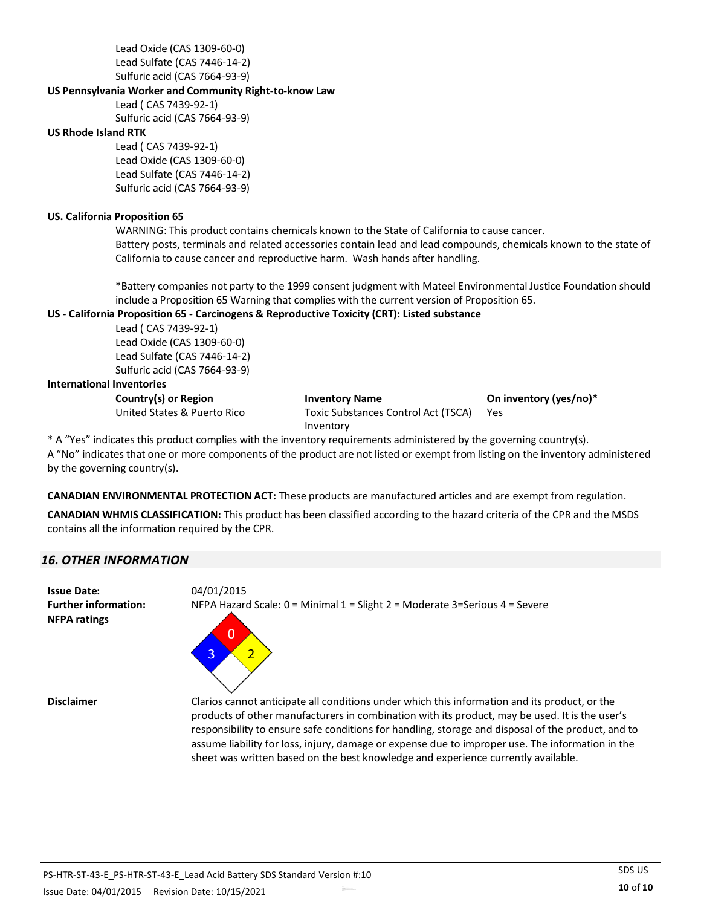Lead Oxide (CAS 1309-60-0)
Lead Sulfate (CAS 7446-14-2)
Sulfuric acid (CAS 7664-93-9)

**US Pennsylvania Worker and Community Right-to-know Law**

Lead ( CAS 7439-92-1)
Sulfuric acid (CAS 7664-93-9)

**US Rhode Island RTK**

Lead ( CAS 7439-92-1)
Lead Oxide (CAS 1309-60-0)
Lead Sulfate (CAS 7446-14-2)
Sulfuric acid (CAS 7664-93-9)

**US. California Proposition 65**

WARNING: This product contains chemicals known to the State of California to cause cancer.
Battery posts, terminals and related accessories contain lead and lead compounds, chemicals known to the state of California to cause cancer and reproductive harm. Wash hands after handling.

*Battery companies not party to the 1999 consent judgment with Mateel Environmental Justice Foundation should include a Proposition 65 Warning that complies with the current version of Proposition 65.

**US - California Proposition 65 - Carcinogens & Reproductive Toxicity (CRT): Listed substance**

Lead ( CAS 7439-92-1)
Lead Oxide (CAS 1309-60-0)
Lead Sulfate (CAS 7446-14-2)
Sulfuric acid (CAS 7664-93-9)

**International Inventories**

| Country(s) or Region | Inventory Name | On inventory (yes/no)* |
|---|---|---|
| United States & Puerto Rico | Toxic Substances Control Act (TSCA) Inventory | Yes |

* A "Yes" indicates this product complies with the inventory requirements administered by the governing country(s).
A "No" indicates that one or more components of the product are not listed or exempt from listing on the inventory administered by the governing country(s).

**CANADIAN ENVIRONMENTAL PROTECTION ACT:** These products are manufactured articles and are exempt from regulation.

**CANADIAN WHMIS CLASSIFICATION:** This product has been classified according to the hazard criteria of the CPR and the MSDS contains all the information required by the CPR.

## *16. OTHER INFORMATION*

**Issue Date:** 04/01/2015

**Further information:** NFPA Hazard Scale: 0 = Minimal 1 = Slight 2 = Moderate 3=Serious 4 = Severe

**NFPA ratings**

0
3
2

**Disclaimer**

Clarios cannot anticipate all conditions under which this information and its product, or the products of other manufacturers in combination with its product, may be used. It is the user's responsibility to ensure safe conditions for handling, storage and disposal of the product, and to assume liability for loss, injury, damage or expense due to improper use. The information in the sheet was written based on the best knowledge and experience currently available.